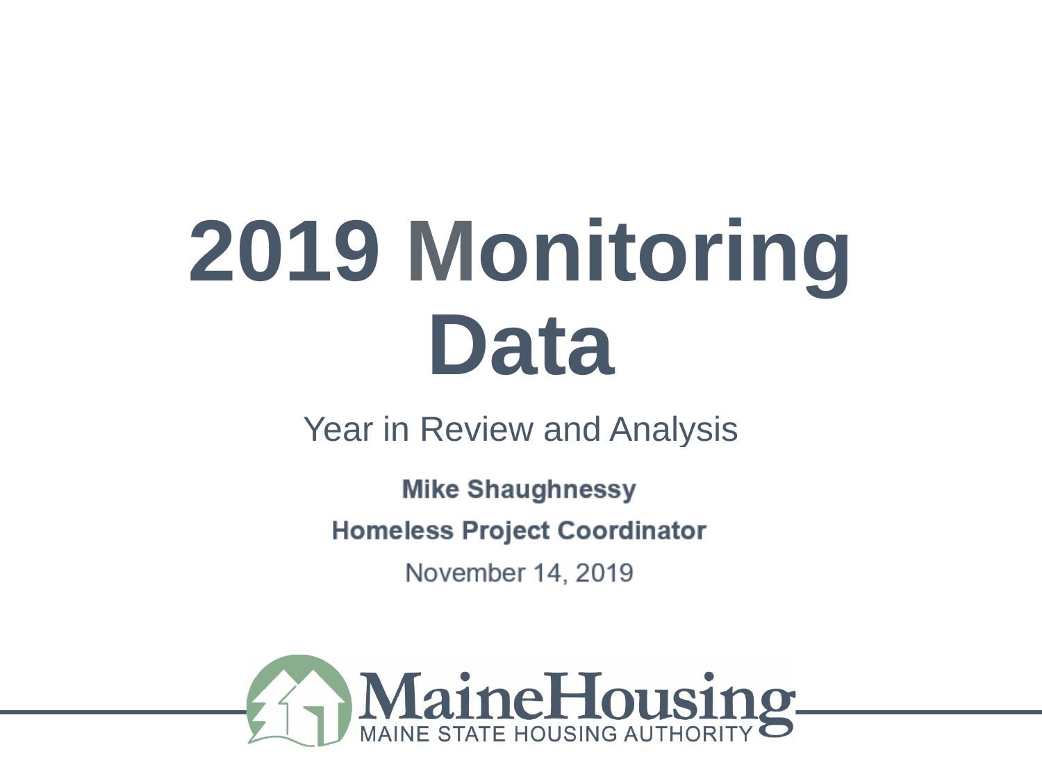# 2019 Monitoring Data

Year in Review and Analysis

**Mike Shaughnessy**

**Homeless Project Coordinator**

November 14, 2019

MaineHousing
MAINE STATE HOUSING AUTHORITY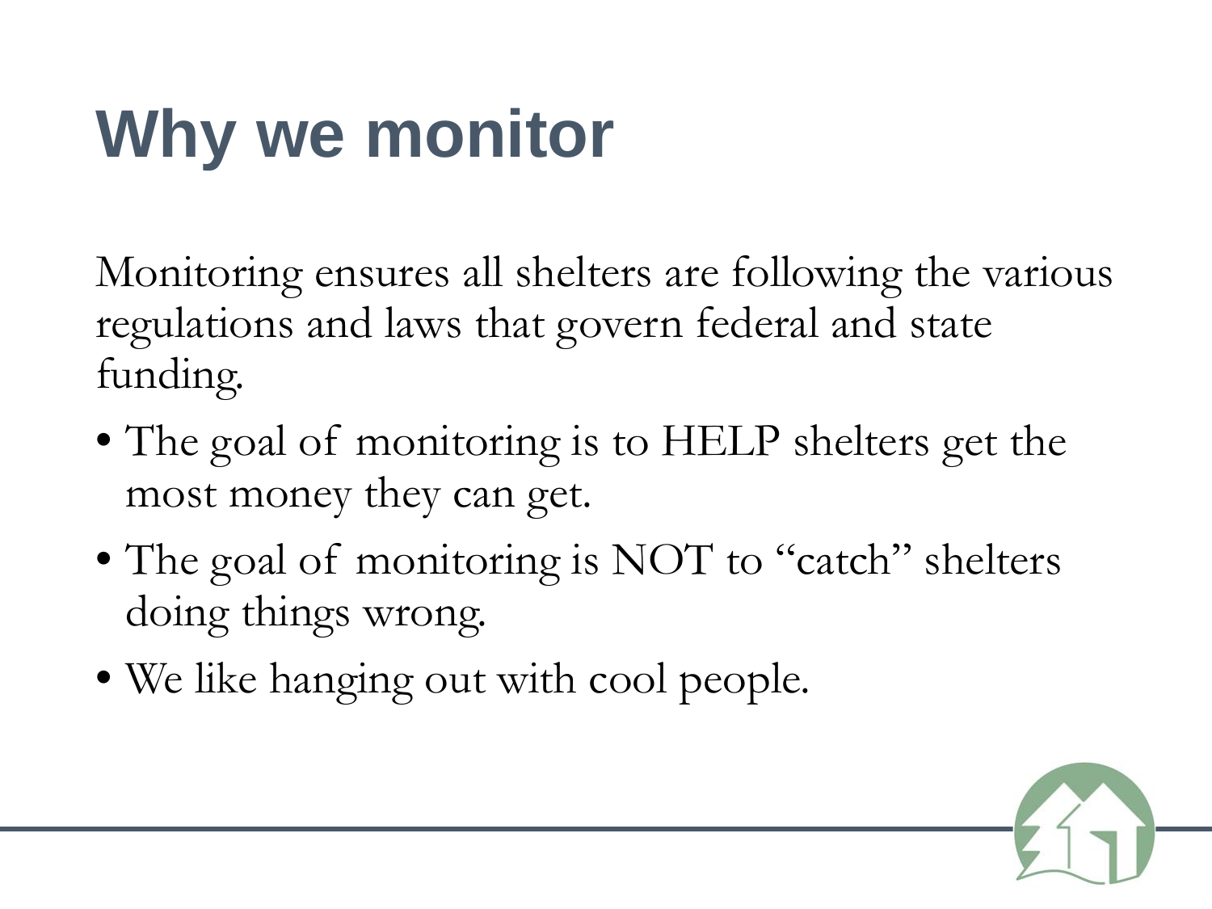# Why we monitor

Monitoring ensures all shelters are following the various regulations and laws that govern federal and state funding.

- The goal of monitoring is to HELP shelters get the most money they can get.
- The goal of monitoring is NOT to "catch" shelters doing things wrong.
- We like hanging out with cool people.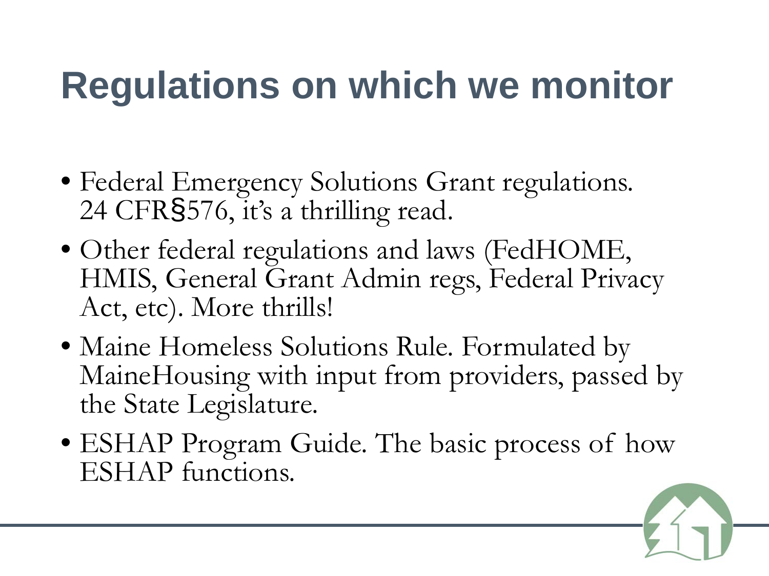# Regulations on which we monitor

- Federal Emergency Solutions Grant regulations. 24 CFR§576, it's a thrilling read.
- Other federal regulations and laws (FedHOME, HMIS, General Grant Admin regs, Federal Privacy Act, etc). More thrills!
- Maine Homeless Solutions Rule. Formulated by MaineHousing with input from providers, passed by the State Legislature.
- ESHAP Program Guide. The basic process of how ESHAP functions.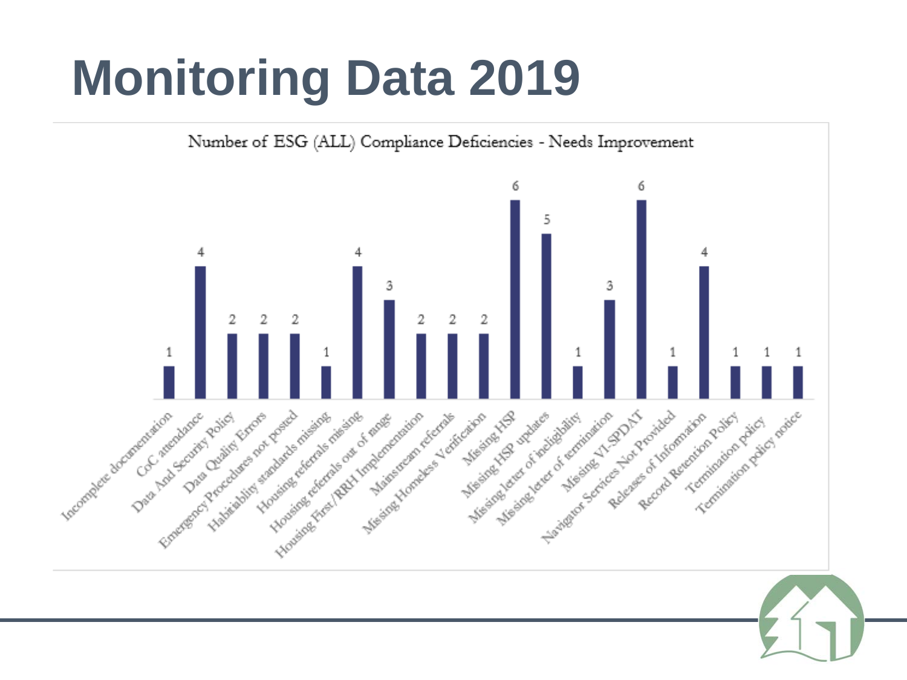# Monitoring Data 2019

Number of ESG (ALL) Compliance Deficiencies - Needs Improvement

| Deficiency | Count |
|---|---|
| Incomplete documentation | 1 |
| CoC attendance | 4 |
| Data And Security Policy | 2 |
| Data Quality Errors | 2 |
| Emergency Procedures not posted | 2 |
| Habitability standards missing | 1 |
| Housing referrals missing | 4 |
| Housing referrals out of range | 3 |
| Housing First/RRH Implementation | 2 |
| Mainstream referrals | 2 |
| Missing Homeless Verification | 2 |
| Missing HSP | 6 |
| Missing HSP updates | 5 |
| Missing letter of ineligibility | 1 |
| Missing letter of termination | 3 |
| Missing VI-SPDAT | 6 |
| Navigator Services Not Provided | 1 |
| Releases of Information | 4 |
| Record Retention Policy | 1 |
| Termination policy | 1 |
| Termination policy notice | 1 |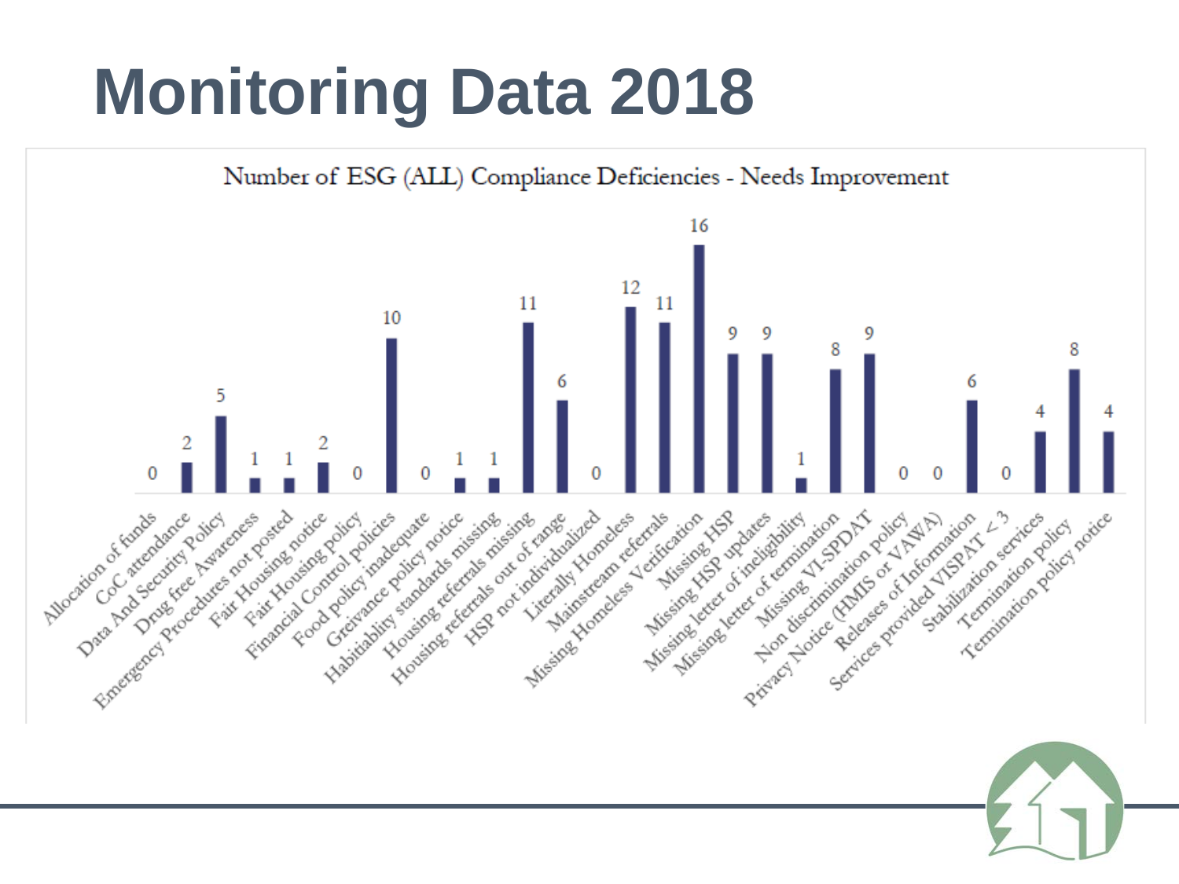# Monitoring Data 2018

**Number of ESG (ALL) Compliance Deficiencies - Needs Improvement**

| Deficiency | Count |
|---|---|
| Allocation of funds | 0 |
| CoC attendance | 2 |
| Data And Security Policy | 5 |
| Drug free Awareness | 1 |
| Emergency Procedures not posted | 1 |
| Fair Housing notice | 2 |
| Fair Housing policy | 0 |
| Financial Control policies | 10 |
| Food policy inadequate | 0 |
| Greivance policy notice | 1 |
| Habitablity standards missing | 1 |
| Housing referrals missing | 11 |
| Housing referrals out of range | 6 |
| HSP not individualized | 0 |
| Literally Homeless | 12 |
| Mainstream referrals | 11 |
| Missing Homeless Verification | 16 |
| Missing HSP | 9 |
| Missing HSP updates | 9 |
| Missing letter of ineligibility | 1 |
| Missing letter of termination | 8 |
| Missing VI-SPDAT | 9 |
| Non discrimination policy | 0 |
| Privacy Notice (HMIS or VAWA) | 0 |
| Releases of Information | 6 |
| Services provided VISPAT < 3 | 0 |
| Stabilization services | 4 |
| Termination policy | 8 |
| Termination policy notice | 4 |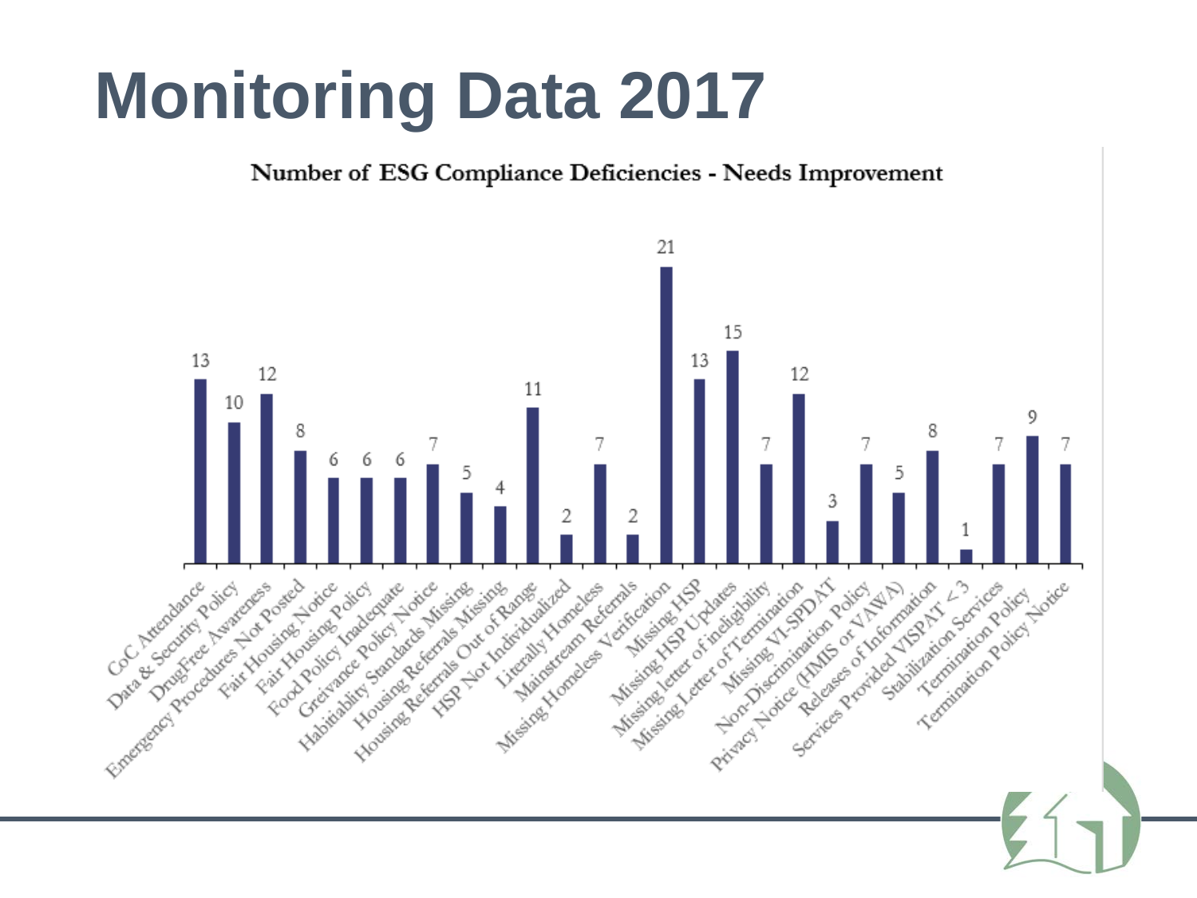# Monitoring Data 2017

**Number of ESG Compliance Deficiencies - Needs Improvement**

| Category | Number |
|---|---|
| CoC Attendance | 13 |
| Data & Security Policy | 10 |
| DrugFree Awareness | 12 |
| Emergency Procedures Not Posted | 8 |
| Fair Housing Notice | 6 |
| Fair Housing Policy | 6 |
| Food Policy Inadequate | 6 |
| Greivance Policy Notice | 7 |
| Habitability Standards Missing | 5 |
| Housing Referrals Missing | 4 |
| Housing Referrals Out of Range | 11 |
| HSP Not Individualized | 2 |
| Literally Homeless | 7 |
| Mainstream Referrals | 2 |
| Missing Homeless Verification | 21 |
| Missing HSP | 13 |
| Missing HSP Updates | 15 |
| Missing letter of ineligibility | 7 |
| Missing Letter of Termination | 12 |
| Missing VI-SPDAT | 3 |
| Non-Discrimination Policy | 7 |
| Privacy Notice (HMIS or VAWA) | 5 |
| Releases of Information | 8 |
| Services Provided VISPAT < 3 | 1 |
| Stabilization Services | 7 |
| Termination Policy | 9 |
| Termination Policy Notice | 7 |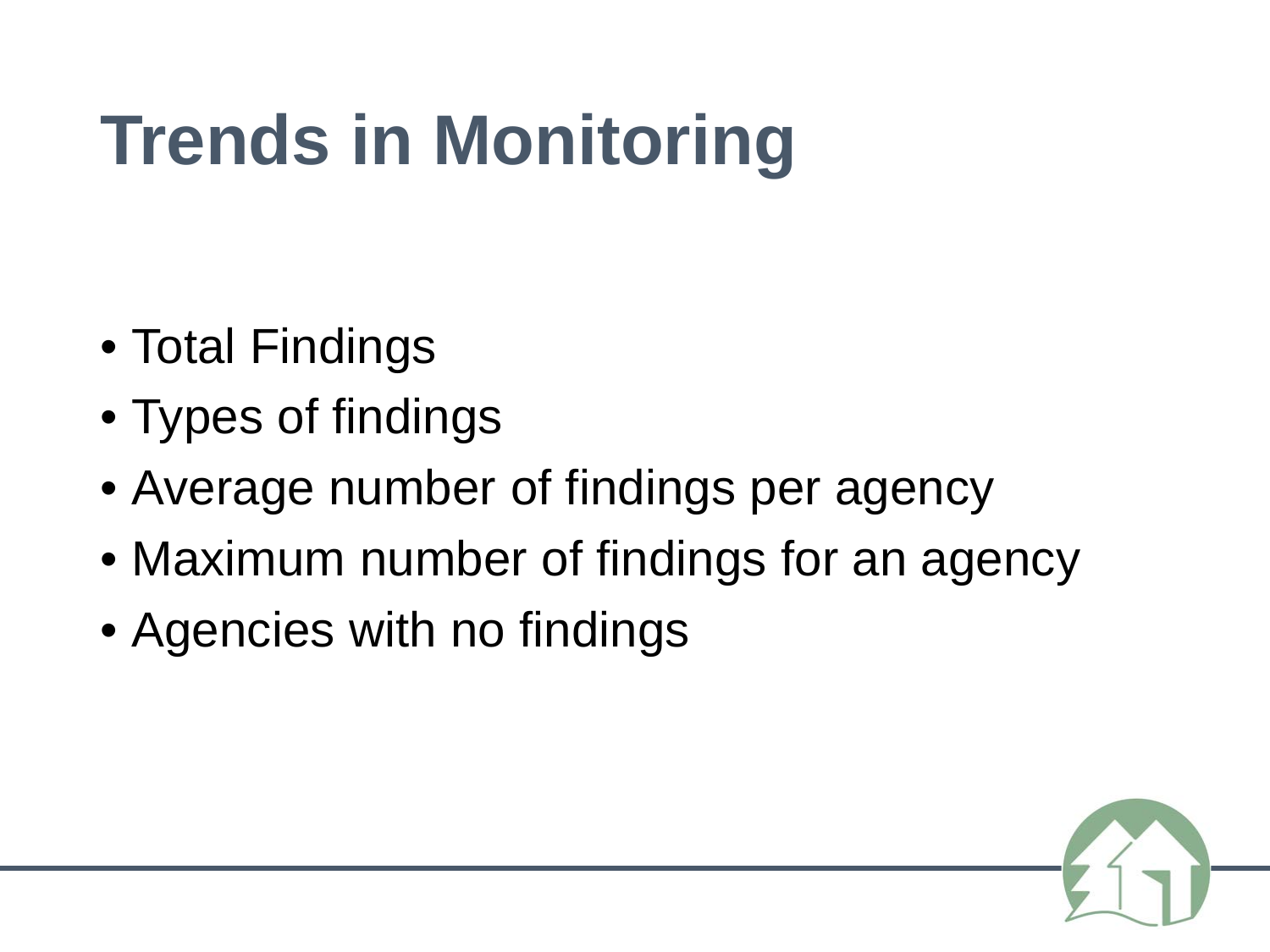# Trends in Monitoring

- Total Findings
- Types of findings
- Average number of findings per agency
- Maximum number of findings for an agency
- Agencies with no findings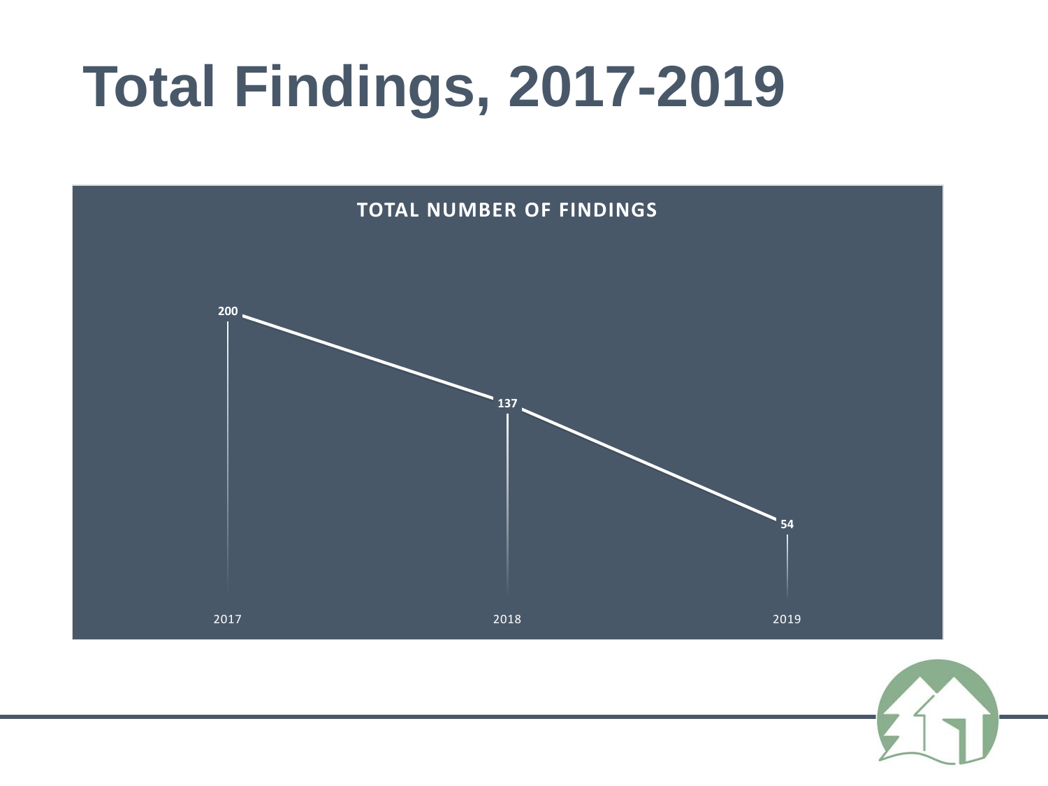# Total Findings, 2017-2019

**TOTAL NUMBER OF FINDINGS**

| Year | Findings |
|---|---|
| 2017 | 200 |
| 2018 | 137 |
| 2019 | 54 |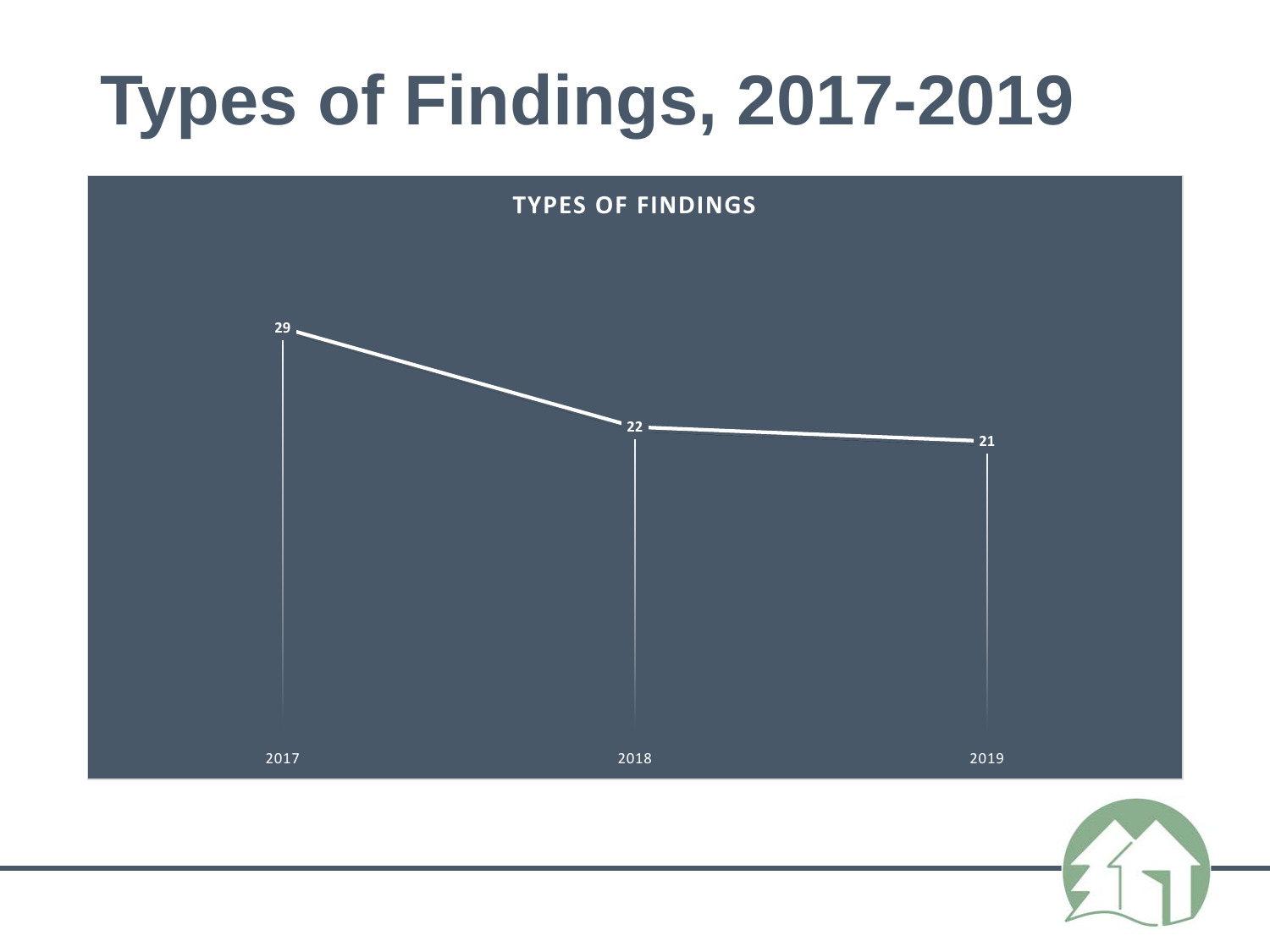# Types of Findings, 2017-2019

**TYPES OF FINDINGS**

| Year | Types of Findings |
| --- | --- |
| 2017 | 29 |
| 2018 | 22 |
| 2019 | 21 |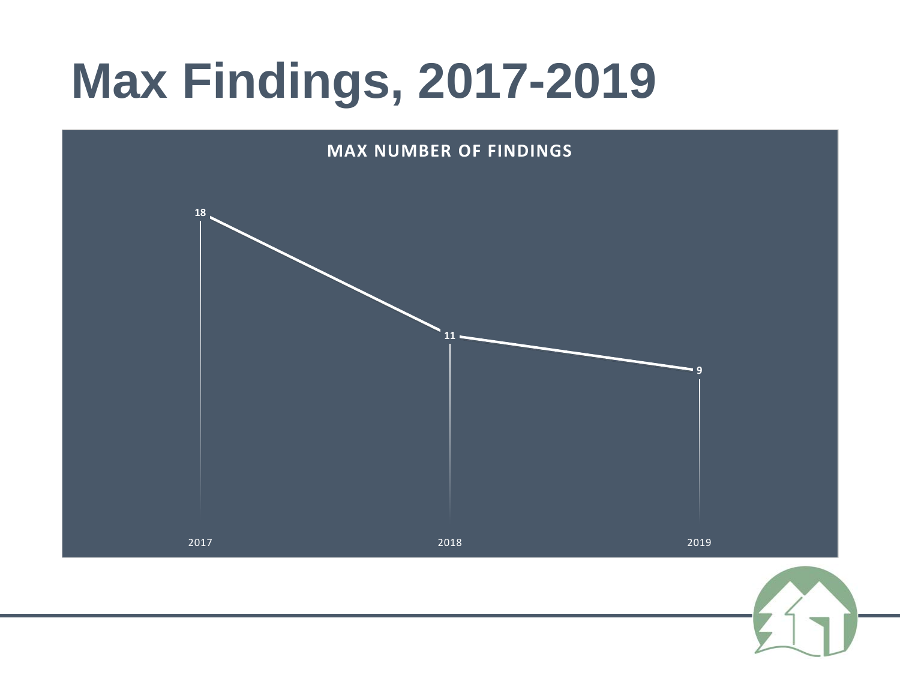# Max Findings, 2017-2019

**MAX NUMBER OF FINDINGS**

| Year | Max Number of Findings |
| --- | --- |
| 2017 | 18 |
| 2018 | 11 |
| 2019 | 9 |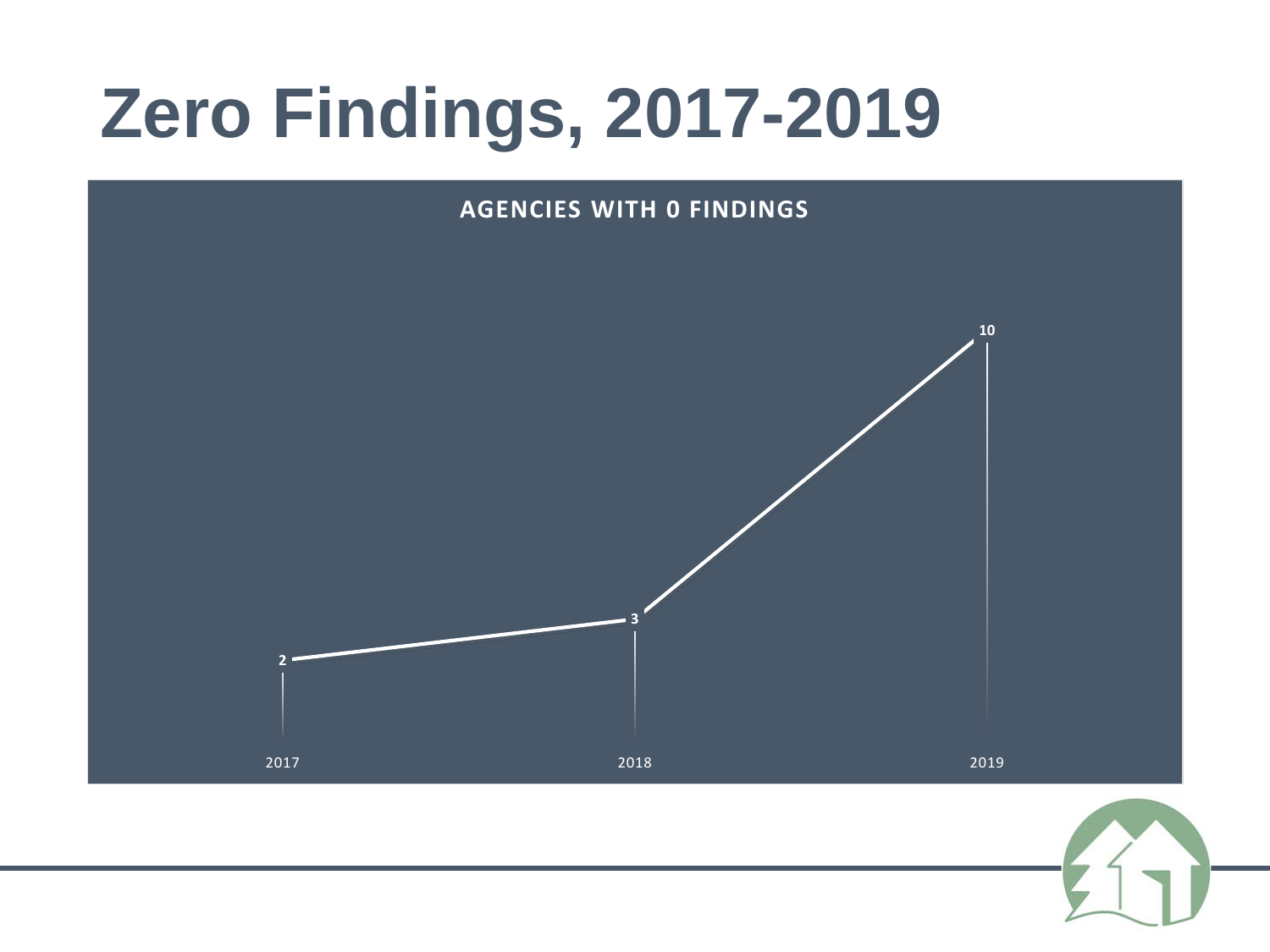# Zero Findings, 2017-2019

**AGENCIES WITH 0 FINDINGS**

| Year | Agencies with 0 Findings |
| --- | --- |
| 2017 | 2 |
| 2018 | 3 |
| 2019 | 10 |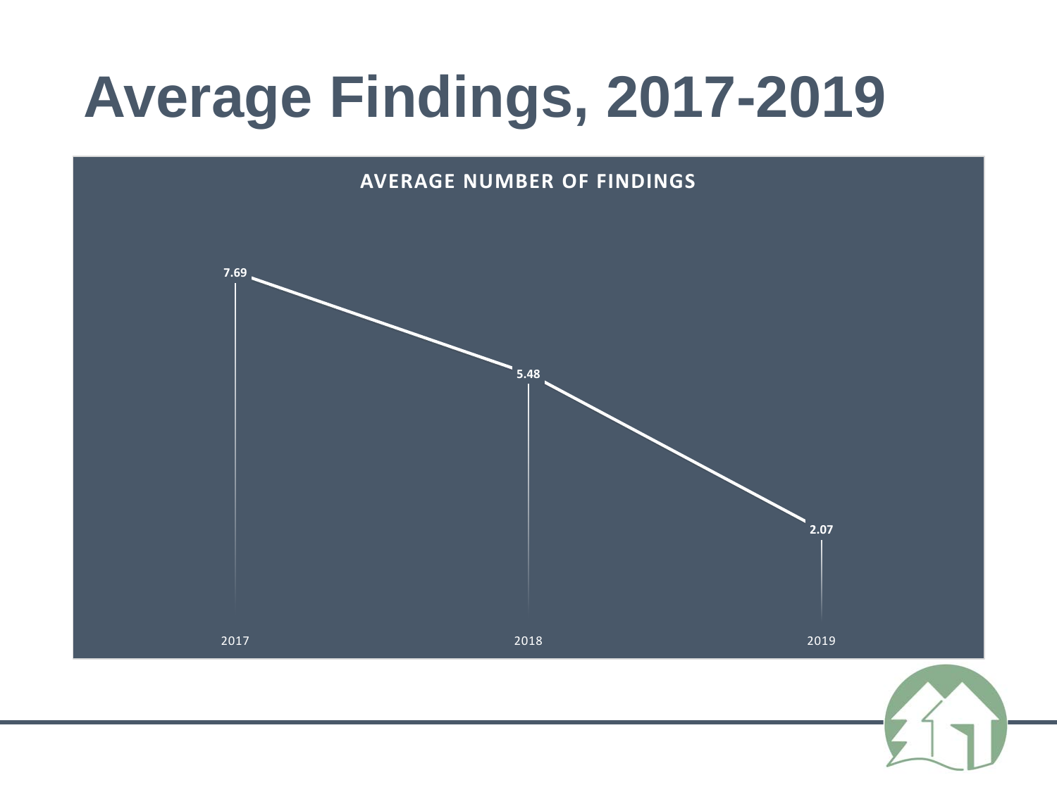# Average Findings, 2017-2019

**AVERAGE NUMBER OF FINDINGS**

| Year | Average Number of Findings |
|---|---|
| 2017 | 7.69 |
| 2018 | 5.48 |
| 2019 | 2.07 |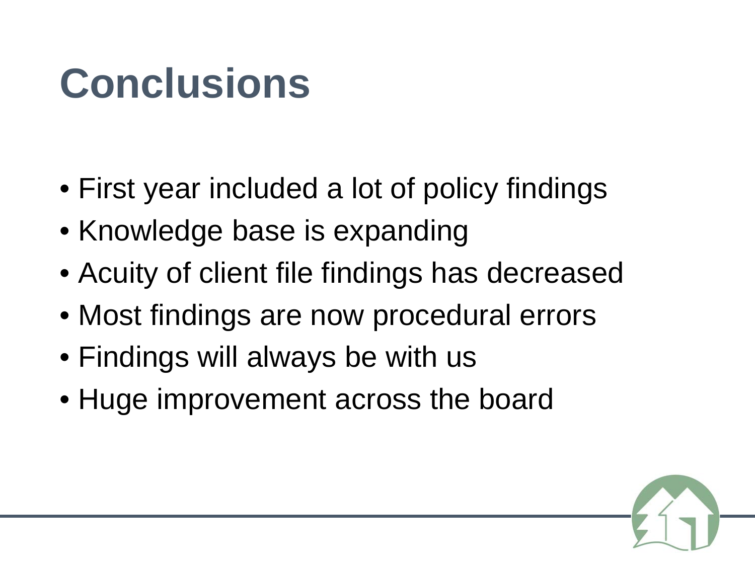# Conclusions

- First year included a lot of policy findings
- Knowledge base is expanding
- Acuity of client file findings has decreased
- Most findings are now procedural errors
- Findings will always be with us
- Huge improvement across the board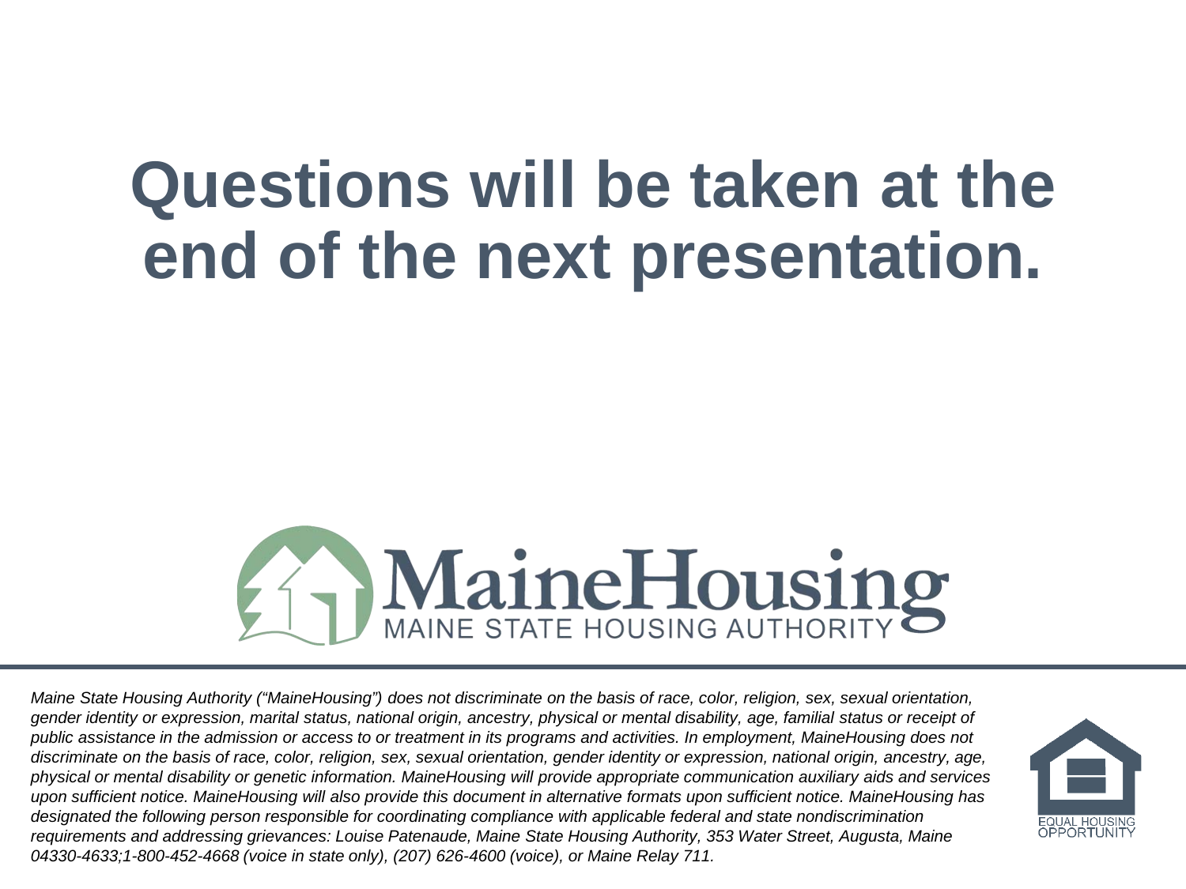# Questions will be taken at the end of the next presentation.

MaineHousing

MAINE STATE HOUSING AUTHORITY

*Maine State Housing Authority ("MaineHousing") does not discriminate on the basis of race, color, religion, sex, sexual orientation, gender identity or expression, marital status, national origin, ancestry, physical or mental disability, age, familial status or receipt of public assistance in the admission or access to or treatment in its programs and activities. In employment, MaineHousing does not discriminate on the basis of race, color, religion, sex, sexual orientation, gender identity or expression, national origin, ancestry, age, physical or mental disability or genetic information. MaineHousing will provide appropriate communication auxiliary aids and services upon sufficient notice. MaineHousing will also provide this document in alternative formats upon sufficient notice. MaineHousing has designated the following person responsible for coordinating compliance with applicable federal and state nondiscrimination requirements and addressing grievances: Louise Patenaude, Maine State Housing Authority, 353 Water Street, Augusta, Maine 04330-4633;1-800-452-4668 (voice in state only), (207) 626-4600 (voice), or Maine Relay 711.*

EQUAL HOUSING OPPORTUNITY